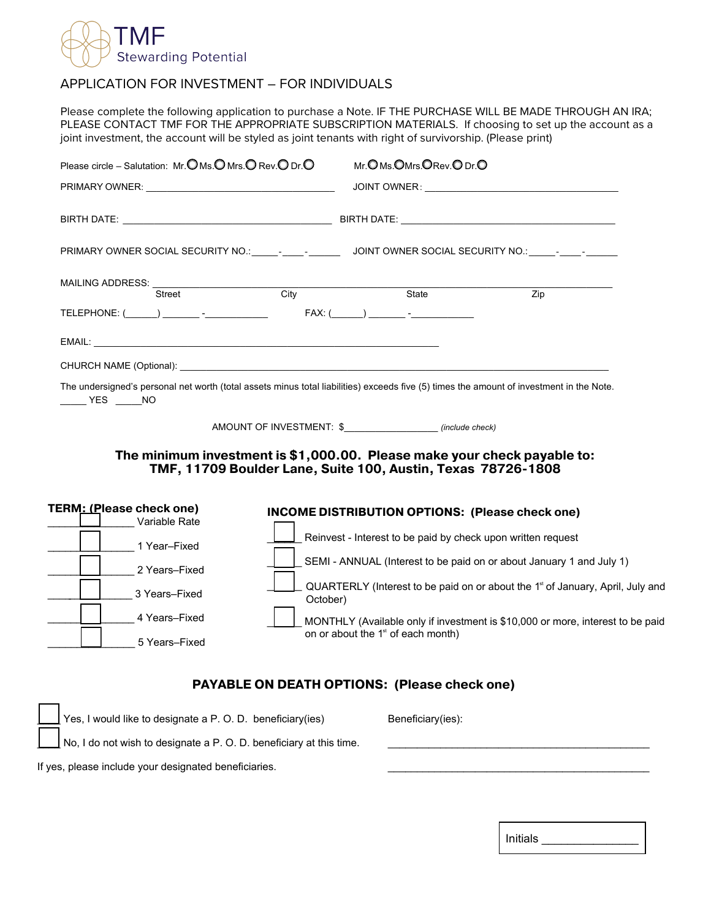TMF
Stewarding Potential

# APPLICATION FOR INVESTMENT – FOR INDIVIDUALS

Please complete the following application to purchase a Note. IF THE PURCHASE WILL BE MADE THROUGH AN IRA; PLEASE CONTACT TMF FOR THE APPROPRIATE SUBSCRIPTION MATERIALS. If choosing to set up the account as a joint investment, the account will be styled as joint tenants with right of survivorship. (Please print)

Please circle – Salutation: Mr. ◯ Ms. ◯ Mrs. ◯ Rev. ◯ Dr. ◯ &nbsp;&nbsp;&nbsp;&nbsp; Mr. ◯ Ms. ◯ Mrs. ◯ Rev. ◯ Dr. ◯

PRIMARY OWNER: ______________________________ JOINT OWNER: ______________________________

BIRTH DATE: ______________________________ BIRTH DATE: ______________________________

PRIMARY OWNER SOCIAL SECURITY NO.: _____-____-______ JOINT OWNER SOCIAL SECURITY NO.: _____-____-______

MAILING ADDRESS: ____________________________________________________________
Street &nbsp;&nbsp;&nbsp;&nbsp; City &nbsp;&nbsp;&nbsp;&nbsp; State &nbsp;&nbsp;&nbsp;&nbsp; Zip

TELEPHONE: (______) _______ -____________ FAX: (______) _______ -____________

EMAIL: ____________________________________________________________

CHURCH NAME (Optional): ____________________________________________________________

The undersigned's personal net worth (total assets minus total liabilities) exceeds five (5) times the amount of investment in the Note.
_____ YES _____NO

AMOUNT OF INVESTMENT: $_________________ *(include check)*

**The minimum investment is $1,000.00. Please make your check payable to:**
**TMF, 11709 Boulder Lane, Suite 100, Austin, Texas 78726-1808**

**TERM: (Please check one)**

- ☐ Variable Rate
- ☐ 1 Year–Fixed
- ☐ 2 Years–Fixed
- ☐ 3 Years–Fixed
- ☐ 4 Years–Fixed
- ☐ 5 Years–Fixed

**INCOME DISTRIBUTION OPTIONS: (Please check one)**

- ☐ Reinvest - Interest to be paid by check upon written request
- ☐ SEMI - ANNUAL (Interest to be paid on or about January 1 and July 1)
- ☐ QUARTERLY (Interest to be paid on or about the 1st of January, April, July and October)
- ☐ MONTHLY (Available only if investment is $10,000 or more, interest to be paid on or about the 1st of each month)

## PAYABLE ON DEATH OPTIONS: (Please check one)

- ☐ Yes, I would like to designate a P. O. D. beneficiary(ies)
- ☐ No, I do not wish to designate a P. O. D. beneficiary at this time.

If yes, please include your designated beneficiaries.

Beneficiary(ies):
______________________________________________
______________________________________________

Initials _______________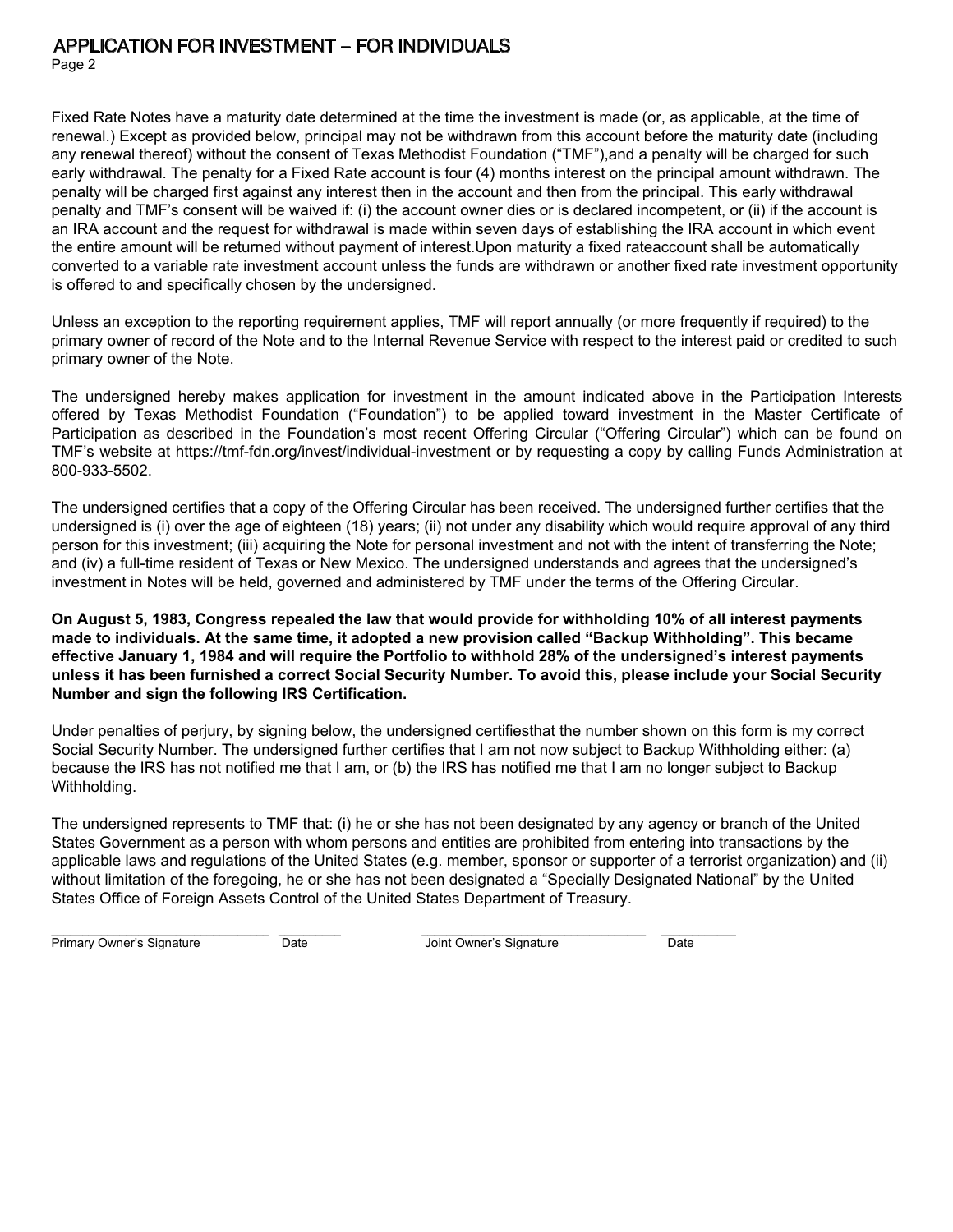# APPLICATION FOR INVESTMENT – FOR INDIVIDUALS

Page 2

Fixed Rate Notes have a maturity date determined at the time the investment is made (or, as applicable, at the time of renewal.) Except as provided below, principal may not be withdrawn from this account before the maturity date (including any renewal thereof) without the consent of Texas Methodist Foundation ("TMF"),and a penalty will be charged for such early withdrawal. The penalty for a Fixed Rate account is four (4) months interest on the principal amount withdrawn. The penalty will be charged first against any interest then in the account and then from the principal. This early withdrawal penalty and TMF's consent will be waived if: (i) the account owner dies or is declared incompetent, or (ii) if the account is an IRA account and the request for withdrawal is made within seven days of establishing the IRA account in which event the entire amount will be returned without payment of interest.Upon maturity a fixed rateaccount shall be automatically converted to a variable rate investment account unless the funds are withdrawn or another fixed rate investment opportunity is offered to and specifically chosen by the undersigned.

Unless an exception to the reporting requirement applies, TMF will report annually (or more frequently if required) to the primary owner of record of the Note and to the Internal Revenue Service with respect to the interest paid or credited to such primary owner of the Note.

The undersigned hereby makes application for investment in the amount indicated above in the Participation Interests offered by Texas Methodist Foundation ("Foundation") to be applied toward investment in the Master Certificate of Participation as described in the Foundation's most recent Offering Circular ("Offering Circular") which can be found on TMF's website at https://tmf-fdn.org/invest/individual-investment or by requesting a copy by calling Funds Administration at 800-933-5502.

The undersigned certifies that a copy of the Offering Circular has been received. The undersigned further certifies that the undersigned is (i) over the age of eighteen (18) years; (ii) not under any disability which would require approval of any third person for this investment; (iii) acquiring the Note for personal investment and not with the intent of transferring the Note; and (iv) a full-time resident of Texas or New Mexico. The undersigned understands and agrees that the undersigned's investment in Notes will be held, governed and administered by TMF under the terms of the Offering Circular.

**On August 5, 1983, Congress repealed the law that would provide for withholding 10% of all interest payments made to individuals. At the same time, it adopted a new provision called "Backup Withholding". This became effective January 1, 1984 and will require the Portfolio to withhold 28% of the undersigned's interest payments unless it has been furnished a correct Social Security Number. To avoid this, please include your Social Security Number and sign the following IRS Certification.**

Under penalties of perjury, by signing below, the undersigned certifiesthat the number shown on this form is my correct Social Security Number. The undersigned further certifies that I am not now subject to Backup Withholding either: (a) because the IRS has not notified me that I am, or (b) the IRS has notified me that I am no longer subject to Backup Withholding.

The undersigned represents to TMF that: (i) he or she has not been designated by any agency or branch of the United States Government as a person with whom persons and entities are prohibited from entering into transactions by the applicable laws and regulations of the United States (e.g. member, sponsor or supporter of a terrorist organization) and (ii) without limitation of the foregoing, he or she has not been designated a "Specially Designated National" by the United States Office of Foreign Assets Control of the United States Department of Treasury.

_____________________________ Primary Owner's Signature &nbsp;&nbsp; ________ Date &nbsp;&nbsp; _____________________________ Joint Owner's Signature &nbsp;&nbsp; ________ Date